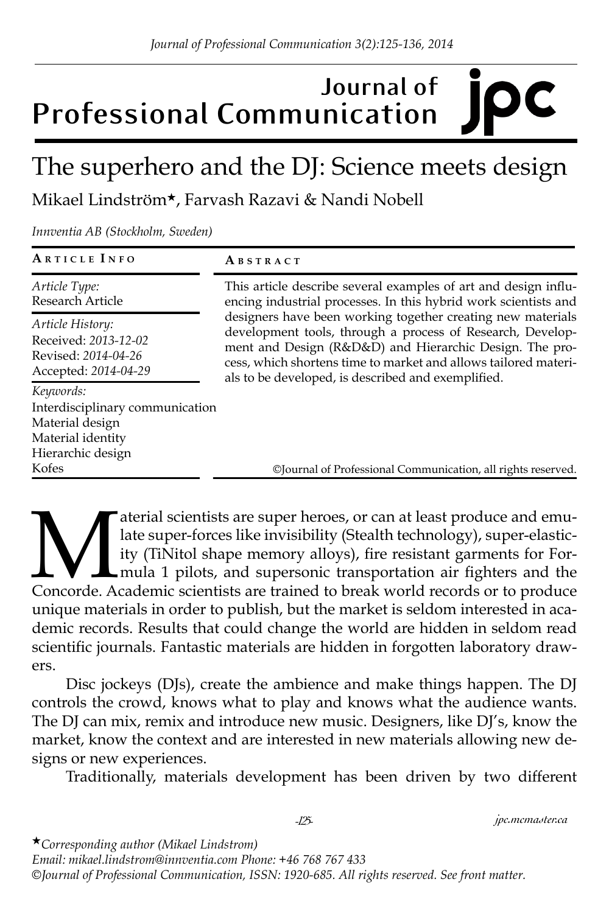# The superhero and the DJ: Science meets design

Mikael Lindström*, Farvash Razavi & Nandi Nobell

*Innventia AB (Stockholm, Sweden)*

**ARTICLE INFO**

*Article Type:*
Research Article

*Article History:*
Received: *2013-12-02*
Revised: *2014-04-26*
Accepted: *2014-04-29*

*Keywords:*
Interdisciplinary communication
Material design
Material identity
Hierarchic design
Kofes

**ABSTRACT**

This article describe several examples of art and design influencing industrial processes. In this hybrid work scientists and designers have been working together creating new materials development tools, through a process of Research, Development and Design (R&D&D) and Hierarchic Design. The process, which shortens time to market and allows tailored materials to be developed, is described and exemplified.

©Journal of Professional Communication, all rights reserved.

Material scientists are super heroes, or can at least produce and emulate super-forces like invisibility (Stealth technology), super-elasticity (TiNitol shape memory alloys), fire resistant garments for Formula 1 pilots, and supersonic transportation air fighters and the Concorde. Academic scientists are trained to break world records or to produce unique materials in order to publish, but the market is seldom interested in academic records. Results that could change the world are hidden in seldom read scientific journals. Fantastic materials are hidden in forgotten laboratory drawers.

Disc jockeys (DJs), create the ambience and make things happen. The DJ controls the crowd, knows what to play and knows what the audience wants. The DJ can mix, remix and introduce new music. Designers, like DJ's, know the market, know the context and are interested in new materials allowing new designs or new experiences.

Traditionally, materials development has been driven by two different

*Corresponding author (Mikael Lindstrom)
*Email: mikael.lindstrom@innventia.com Phone: +46 768 767 433*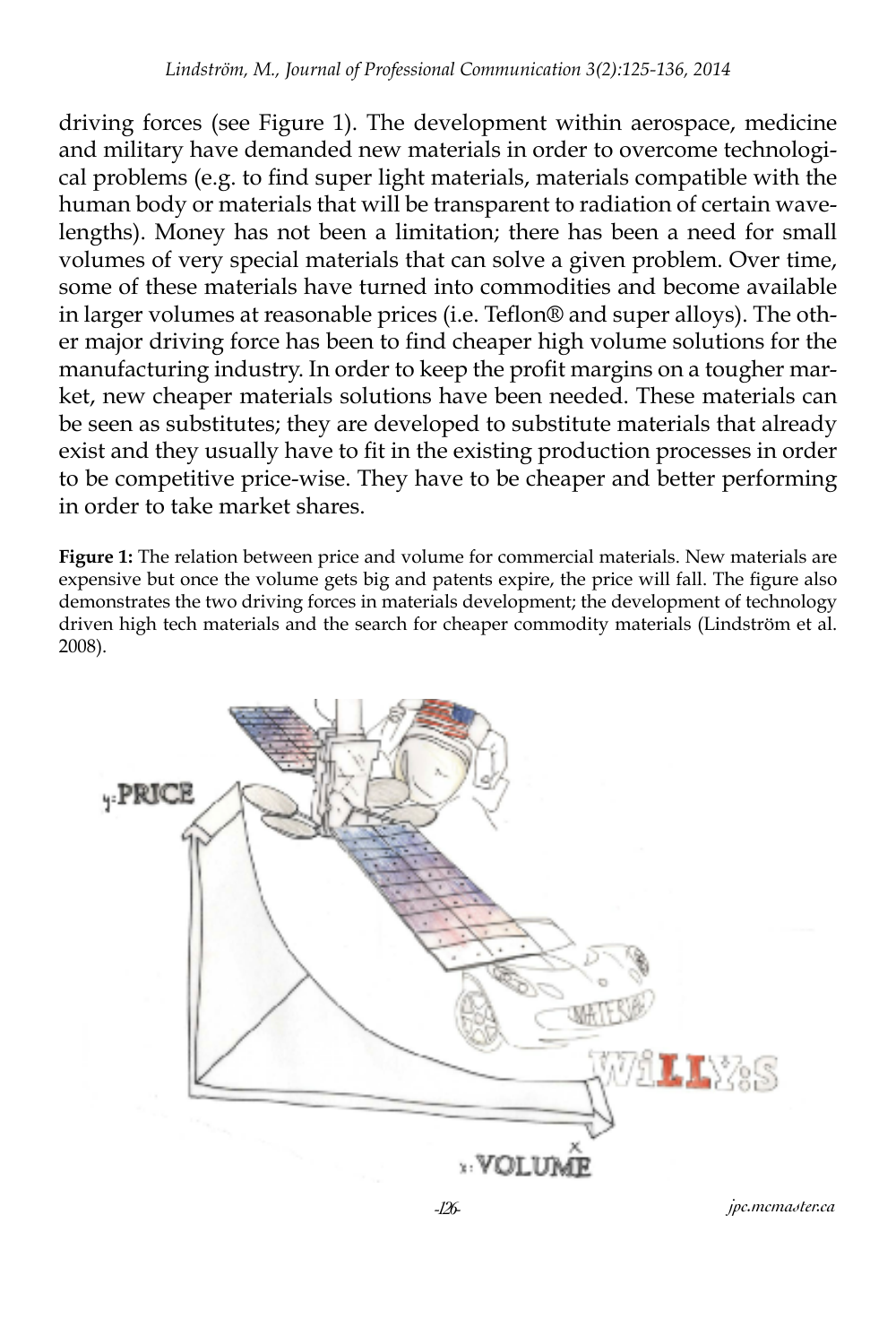driving forces (see Figure 1). The development within aerospace, medicine and military have demanded new materials in order to overcome technological problems (e.g. to find super light materials, materials compatible with the human body or materials that will be transparent to radiation of certain wavelengths). Money has not been a limitation; there has been a need for small volumes of very special materials that can solve a given problem. Over time, some of these materials have turned into commodities and become available in larger volumes at reasonable prices (i.e. Teflon® and super alloys). The other major driving force has been to find cheaper high volume solutions for the manufacturing industry. In order to keep the profit margins on a tougher market, new cheaper materials solutions have been needed. These materials can be seen as substitutes; they are developed to substitute materials that already exist and they usually have to fit in the existing production processes in order to be competitive price-wise. They have to be cheaper and better performing in order to take market shares.

**Figure 1:** The relation between price and volume for commercial materials. New materials are expensive but once the volume gets big and patents expire, the price will fall. The figure also demonstrates the two driving forces in materials development; the development of technology driven high tech materials and the search for cheaper commodity materials (Lindström et al. 2008).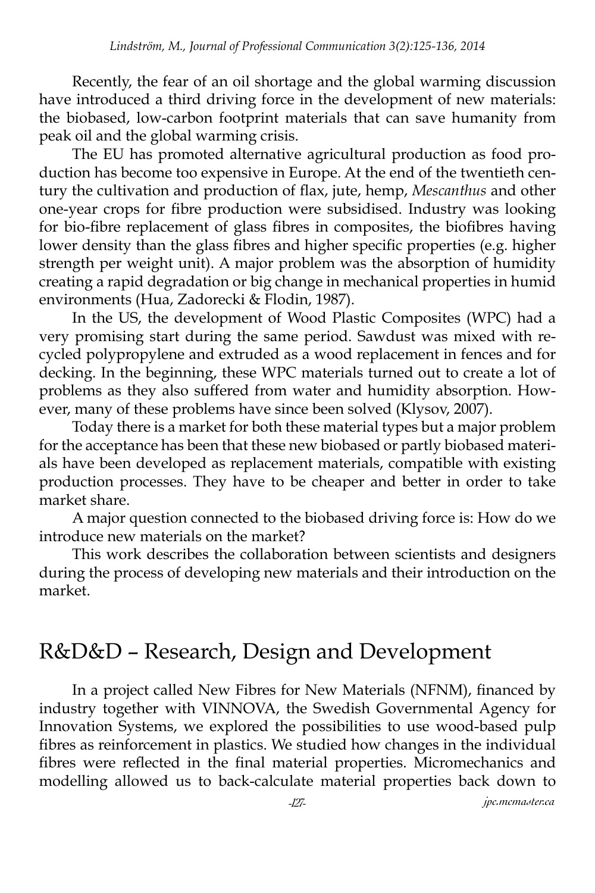Recently, the fear of an oil shortage and the global warming discussion have introduced a third driving force in the development of new materials: the biobased, low-carbon footprint materials that can save humanity from peak oil and the global warming crisis.

The EU has promoted alternative agricultural production as food production has become too expensive in Europe. At the end of the twentieth century the cultivation and production of flax, jute, hemp, *Mescanthus* and other one-year crops for fibre production were subsidised. Industry was looking for bio-fibre replacement of glass fibres in composites, the biofibres having lower density than the glass fibres and higher specific properties (e.g. higher strength per weight unit). A major problem was the absorption of humidity creating a rapid degradation or big change in mechanical properties in humid environments (Hua, Zadorecki & Flodin, 1987).

In the US, the development of Wood Plastic Composites (WPC) had a very promising start during the same period. Sawdust was mixed with recycled polypropylene and extruded as a wood replacement in fences and for decking. In the beginning, these WPC materials turned out to create a lot of problems as they also suffered from water and humidity absorption. However, many of these problems have since been solved (Klysov, 2007).

Today there is a market for both these material types but a major problem for the acceptance has been that these new biobased or partly biobased materials have been developed as replacement materials, compatible with existing production processes. They have to be cheaper and better in order to take market share.

A major question connected to the biobased driving force is: How do we introduce new materials on the market?

This work describes the collaboration between scientists and designers during the process of developing new materials and their introduction on the market.

## R&D&D – Research, Design and Development

In a project called New Fibres for New Materials (NFNM), financed by industry together with VINNOVA, the Swedish Governmental Agency for Innovation Systems, we explored the possibilities to use wood-based pulp fibres as reinforcement in plastics. We studied how changes in the individual fibres were reflected in the final material properties. Micromechanics and modelling allowed us to back-calculate material properties back down to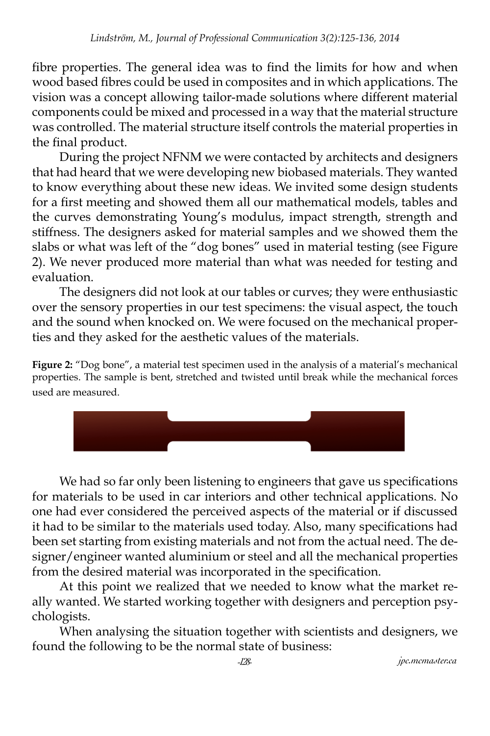fibre properties. The general idea was to find the limits for how and when wood based fibres could be used in composites and in which applications. The vision was a concept allowing tailor-made solutions where different material components could be mixed and processed in a way that the material structure was controlled. The material structure itself controls the material properties in the final product.

During the project NFNM we were contacted by architects and designers that had heard that we were developing new biobased materials. They wanted to know everything about these new ideas. We invited some design students for a first meeting and showed them all our mathematical models, tables and the curves demonstrating Young's modulus, impact strength, strength and stiffness. The designers asked for material samples and we showed them the slabs or what was left of the "dog bones" used in material testing (see Figure 2). We never produced more material than what was needed for testing and evaluation.

The designers did not look at our tables or curves; they were enthusiastic over the sensory properties in our test specimens: the visual aspect, the touch and the sound when knocked on. We were focused on the mechanical properties and they asked for the aesthetic values of the materials.

**Figure 2:** "Dog bone", a material test specimen used in the analysis of a material's mechanical properties. The sample is bent, stretched and twisted until break while the mechanical forces used are measured.

We had so far only been listening to engineers that gave us specifications for materials to be used in car interiors and other technical applications. No one had ever considered the perceived aspects of the material or if discussed it had to be similar to the materials used today. Also, many specifications had been set starting from existing materials and not from the actual need. The designer/engineer wanted aluminium or steel and all the mechanical properties from the desired material was incorporated in the specification.

At this point we realized that we needed to know what the market really wanted. We started working together with designers and perception psychologists.

When analysing the situation together with scientists and designers, we found the following to be the normal state of business: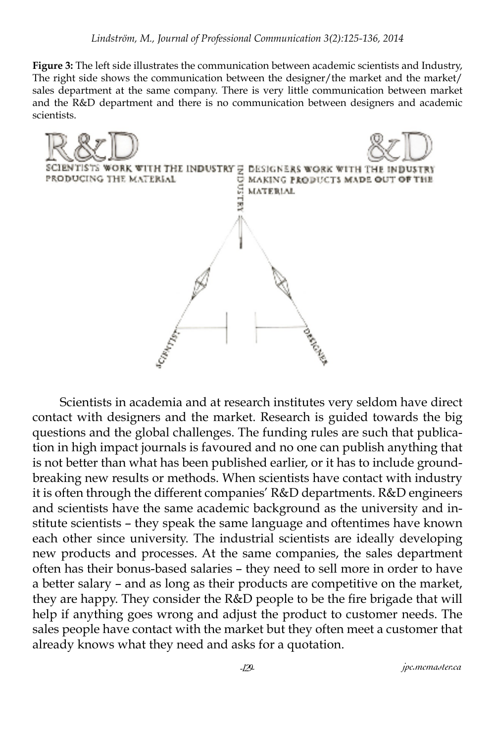**Figure 3:** The left side illustrates the communication between academic scientists and Industry, The right side shows the communication between the designer/the market and the market/sales department at the same company. There is very little communication between market and the R&D department and there is no communication between designers and academic scientists.

R&D

SCIENTISTS WORK WITH THE INDUSTRY PRODUCING THE MATERIAL

INDUSTRY

&D

DESIGNERS WORK WITH THE INDUSTRY MAKING PRODUCTS MADE OUT OF THE MATERIAL

SCIENTIST

DESIGNER

Scientists in academia and at research institutes very seldom have direct contact with designers and the market. Research is guided towards the big questions and the global challenges. The funding rules are such that publication in high impact journals is favoured and no one can publish anything that is not better than what has been published earlier, or it has to include groundbreaking new results or methods. When scientists have contact with industry it is often through the different companies' R&D departments. R&D engineers and scientists have the same academic background as the university and institute scientists – they speak the same language and oftentimes have known each other since university. The industrial scientists are ideally developing new products and processes. At the same companies, the sales department often has their bonus-based salaries – they need to sell more in order to have a better salary – and as long as their products are competitive on the market, they are happy. They consider the R&D people to be the fire brigade that will help if anything goes wrong and adjust the product to customer needs. The sales people have contact with the market but they often meet a customer that already knows what they need and asks for a quotation.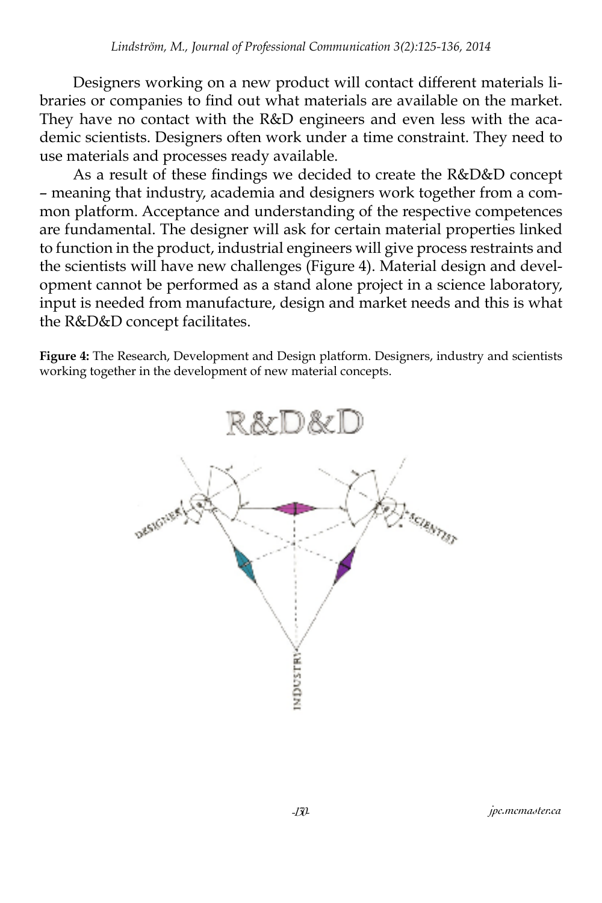Designers working on a new product will contact different materials libraries or companies to find out what materials are available on the market. They have no contact with the R&D engineers and even less with the academic scientists. Designers often work under a time constraint. They need to use materials and processes ready available.

As a result of these findings we decided to create the R&D&D concept – meaning that industry, academia and designers work together from a common platform. Acceptance and understanding of the respective competences are fundamental. The designer will ask for certain material properties linked to function in the product, industrial engineers will give process restraints and the scientists will have new challenges (Figure 4). Material design and development cannot be performed as a stand alone project in a science laboratory, input is needed from manufacture, design and market needs and this is what the R&D&D concept facilitates.

**Figure 4:** The Research, Development and Design platform. Designers, industry and scientists working together in the development of new material concepts.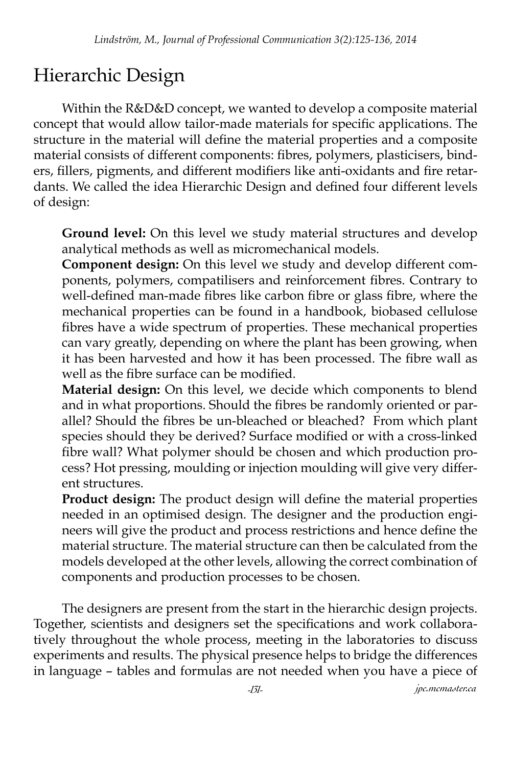# Hierarchic Design

Within the R&D&D concept, we wanted to develop a composite material concept that would allow tailor-made materials for specific applications. The structure in the material will define the material properties and a composite material consists of different components: fibres, polymers, plasticisers, binders, fillers, pigments, and different modifiers like anti-oxidants and fire retardants. We called the idea Hierarchic Design and defined four different levels of design:

**Ground level:** On this level we study material structures and develop analytical methods as well as micromechanical models.

**Component design:** On this level we study and develop different components, polymers, compatilisers and reinforcement fibres. Contrary to well-defined man-made fibres like carbon fibre or glass fibre, where the mechanical properties can be found in a handbook, biobased cellulose fibres have a wide spectrum of properties. These mechanical properties can vary greatly, depending on where the plant has been growing, when it has been harvested and how it has been processed. The fibre wall as well as the fibre surface can be modified.

**Material design:** On this level, we decide which components to blend and in what proportions. Should the fibres be randomly oriented or parallel? Should the fibres be un-bleached or bleached? From which plant species should they be derived? Surface modified or with a cross-linked fibre wall? What polymer should be chosen and which production process? Hot pressing, moulding or injection moulding will give very different structures.

**Product design:** The product design will define the material properties needed in an optimised design. The designer and the production engineers will give the product and process restrictions and hence define the material structure. The material structure can then be calculated from the models developed at the other levels, allowing the correct combination of components and production processes to be chosen.

The designers are present from the start in the hierarchic design projects. Together, scientists and designers set the specifications and work collaboratively throughout the whole process, meeting in the laboratories to discuss experiments and results. The physical presence helps to bridge the differences in language – tables and formulas are not needed when you have a piece of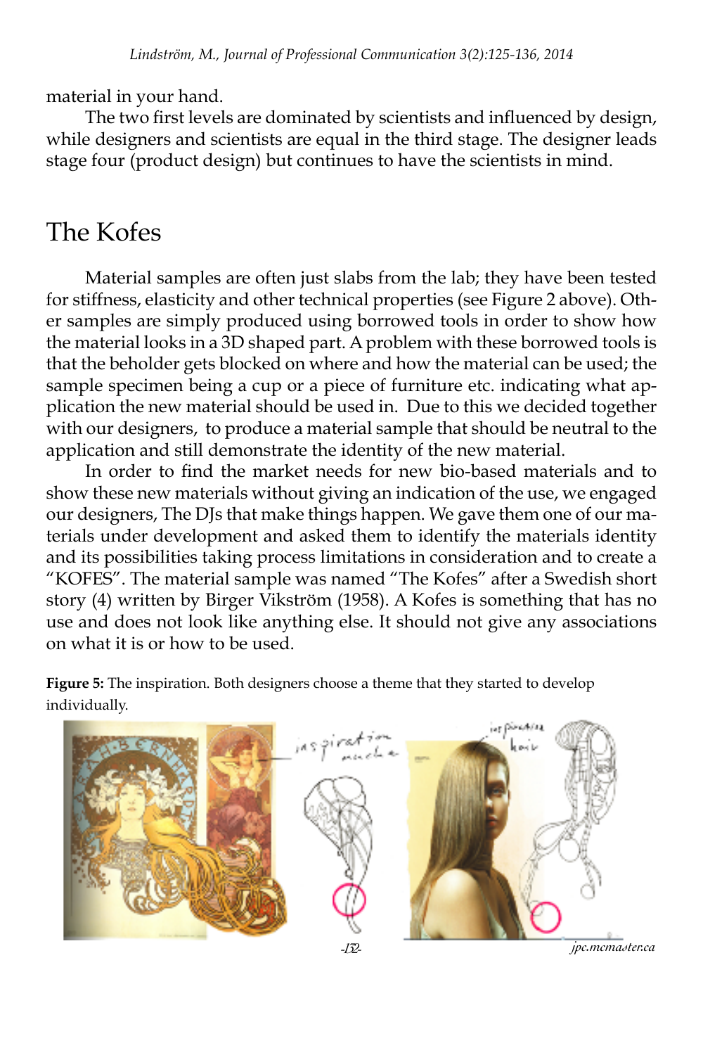material in your hand.

The two first levels are dominated by scientists and influenced by design, while designers and scientists are equal in the third stage. The designer leads stage four (product design) but continues to have the scientists in mind.

## The Kofes

Material samples are often just slabs from the lab; they have been tested for stiffness, elasticity and other technical properties (see Figure 2 above). Other samples are simply produced using borrowed tools in order to show how the material looks in a 3D shaped part. A problem with these borrowed tools is that the beholder gets blocked on where and how the material can be used; the sample specimen being a cup or a piece of furniture etc. indicating what application the new material should be used in. Due to this we decided together with our designers, to produce a material sample that should be neutral to the application and still demonstrate the identity of the new material.

In order to find the market needs for new bio-based materials and to show these new materials without giving an indication of the use, we engaged our designers, The DJs that make things happen. We gave them one of our materials under development and asked them to identify the materials identity and its possibilities taking process limitations in consideration and to create a "KOFES". The material sample was named "The Kofes" after a Swedish short story (4) written by Birger Vikström (1958). A Kofes is something that has no use and does not look like anything else. It should not give any associations on what it is or how to be used.

**Figure 5:** The inspiration. Both designers choose a theme that they started to develop individually.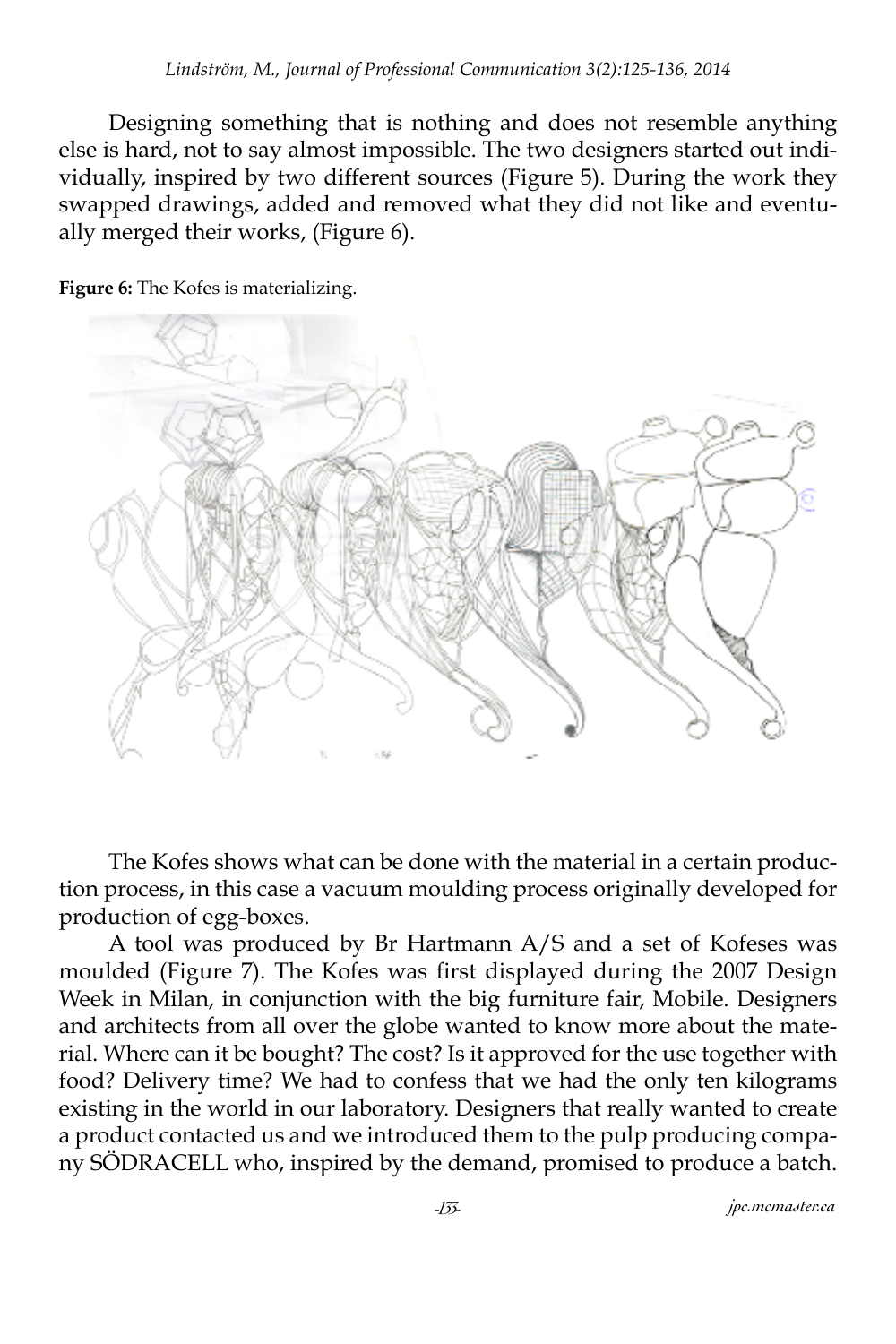Designing something that is nothing and does not resemble anything else is hard, not to say almost impossible. The two designers started out individually, inspired by two different sources (Figure 5). During the work they swapped drawings, added and removed what they did not like and eventually merged their works, (Figure 6).

**Figure 6:** The Kofes is materializing.

The Kofes shows what can be done with the material in a certain production process, in this case a vacuum moulding process originally developed for production of egg-boxes.

A tool was produced by Br Hartmann A/S and a set of Kofeses was moulded (Figure 7). The Kofes was first displayed during the 2007 Design Week in Milan, in conjunction with the big furniture fair, Mobile. Designers and architects from all over the globe wanted to know more about the material. Where can it be bought? The cost? Is it approved for the use together with food? Delivery time? We had to confess that we had the only ten kilograms existing in the world in our laboratory. Designers that really wanted to create a product contacted us and we introduced them to the pulp producing company SÖDRACELL who, inspired by the demand, promised to produce a batch.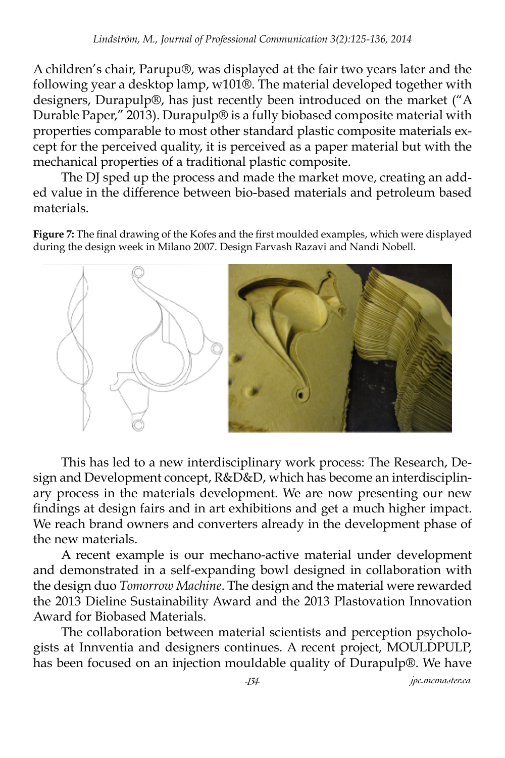A children's chair, Parupu®, was displayed at the fair two years later and the following year a desktop lamp, w101®. The material developed together with designers, Durapulp®, has just recently been introduced on the market ("A Durable Paper," 2013). Durapulp® is a fully biobased composite material with properties comparable to most other standard plastic composite materials except for the perceived quality, it is perceived as a paper material but with the mechanical properties of a traditional plastic composite.

The DJ sped up the process and made the market move, creating an added value in the difference between bio-based materials and petroleum based materials.

**Figure 7:** The final drawing of the Kofes and the first moulded examples, which were displayed during the design week in Milano 2007. Design Farvash Razavi and Nandi Nobell.

This has led to a new interdisciplinary work process: The Research, Design and Development concept, R&D&D, which has become an interdisciplinary process in the materials development. We are now presenting our new findings at design fairs and in art exhibitions and get a much higher impact. We reach brand owners and converters already in the development phase of the new materials.

A recent example is our mechano-active material under development and demonstrated in a self-expanding bowl designed in collaboration with the design duo *Tomorrow Machine*. The design and the material were rewarded the 2013 Dieline Sustainability Award and the 2013 Plastovation Innovation Award for Biobased Materials.

The collaboration between material scientists and perception psychologists at Innventia and designers continues. A recent project, MOULDPULP, has been focused on an injection mouldable quality of Durapulp®. We have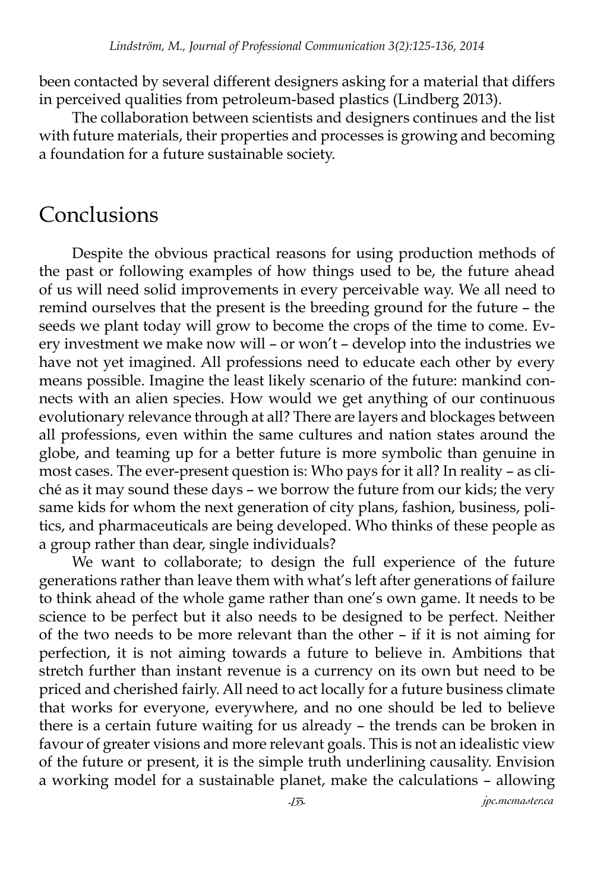been contacted by several different designers asking for a material that differs in perceived qualities from petroleum-based plastics (Lindberg 2013).

The collaboration between scientists and designers continues and the list with future materials, their properties and processes is growing and becoming a foundation for a future sustainable society.

## Conclusions

Despite the obvious practical reasons for using production methods of the past or following examples of how things used to be, the future ahead of us will need solid improvements in every perceivable way. We all need to remind ourselves that the present is the breeding ground for the future – the seeds we plant today will grow to become the crops of the time to come. Every investment we make now will – or won't – develop into the industries we have not yet imagined. All professions need to educate each other by every means possible. Imagine the least likely scenario of the future: mankind connects with an alien species. How would we get anything of our continuous evolutionary relevance through at all? There are layers and blockages between all professions, even within the same cultures and nation states around the globe, and teaming up for a better future is more symbolic than genuine in most cases. The ever-present question is: Who pays for it all? In reality – as cliché as it may sound these days – we borrow the future from our kids; the very same kids for whom the next generation of city plans, fashion, business, politics, and pharmaceuticals are being developed. Who thinks of these people as a group rather than dear, single individuals?

We want to collaborate; to design the full experience of the future generations rather than leave them with what's left after generations of failure to think ahead of the whole game rather than one's own game. It needs to be science to be perfect but it also needs to be designed to be perfect. Neither of the two needs to be more relevant than the other – if it is not aiming for perfection, it is not aiming towards a future to believe in. Ambitions that stretch further than instant revenue is a currency on its own but need to be priced and cherished fairly. All need to act locally for a future business climate that works for everyone, everywhere, and no one should be led to believe there is a certain future waiting for us already – the trends can be broken in favour of greater visions and more relevant goals. This is not an idealistic view of the future or present, it is the simple truth underlining causality. Envision a working model for a sustainable planet, make the calculations – allowing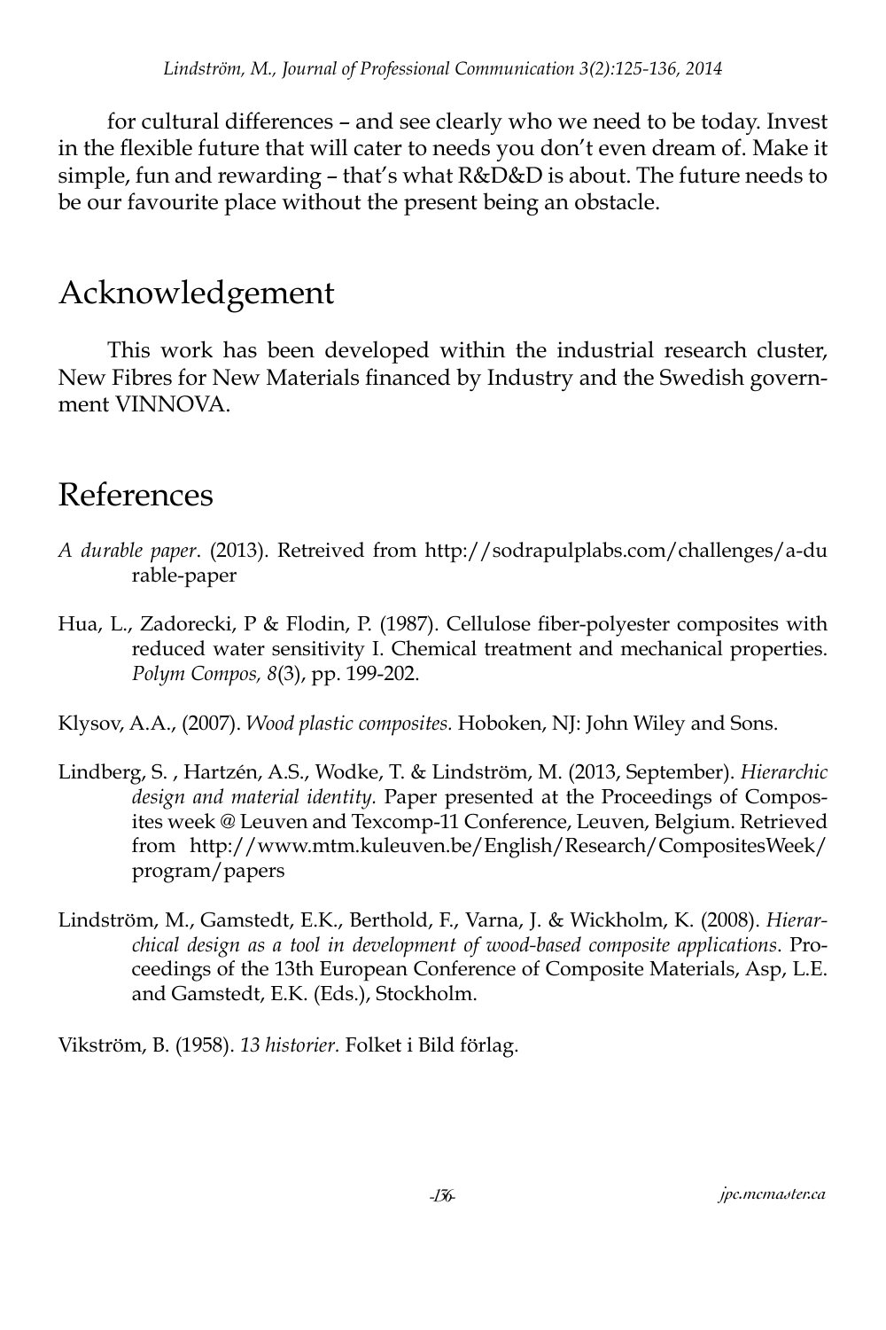for cultural differences – and see clearly who we need to be today. Invest in the flexible future that will cater to needs you don't even dream of. Make it simple, fun and rewarding – that's what R&D&D is about. The future needs to be our favourite place without the present being an obstacle.

## Acknowledgement

This work has been developed within the industrial research cluster, New Fibres for New Materials financed by Industry and the Swedish government VINNOVA.

## References

*A durable paper*. (2013). Retreived from http://sodrapulplabs.com/challenges/a-durable-paper

Hua, L., Zadorecki, P & Flodin, P. (1987). Cellulose fiber-polyester composites with reduced water sensitivity I. Chemical treatment and mechanical properties. *Polym Compos, 8*(3), pp. 199-202.

Klysov, A.A., (2007). *Wood plastic composites.* Hoboken, NJ: John Wiley and Sons.

Lindberg, S. , Hartzén, A.S., Wodke, T. & Lindström, M. (2013, September). *Hierarchic design and material identity.* Paper presented at the Proceedings of Composites week @ Leuven and Texcomp-11 Conference, Leuven, Belgium. Retrieved from http://www.mtm.kuleuven.be/English/Research/CompositesWeek/program/papers

Lindström, M., Gamstedt, E.K., Berthold, F., Varna, J. & Wickholm, K. (2008). *Hierarchical design as a tool in development of wood-based composite applications*. Proceedings of the 13th European Conference of Composite Materials, Asp, L.E. and Gamstedt, E.K. (Eds.), Stockholm.

Vikström, B. (1958). *13 historier.* Folket i Bild förlag.